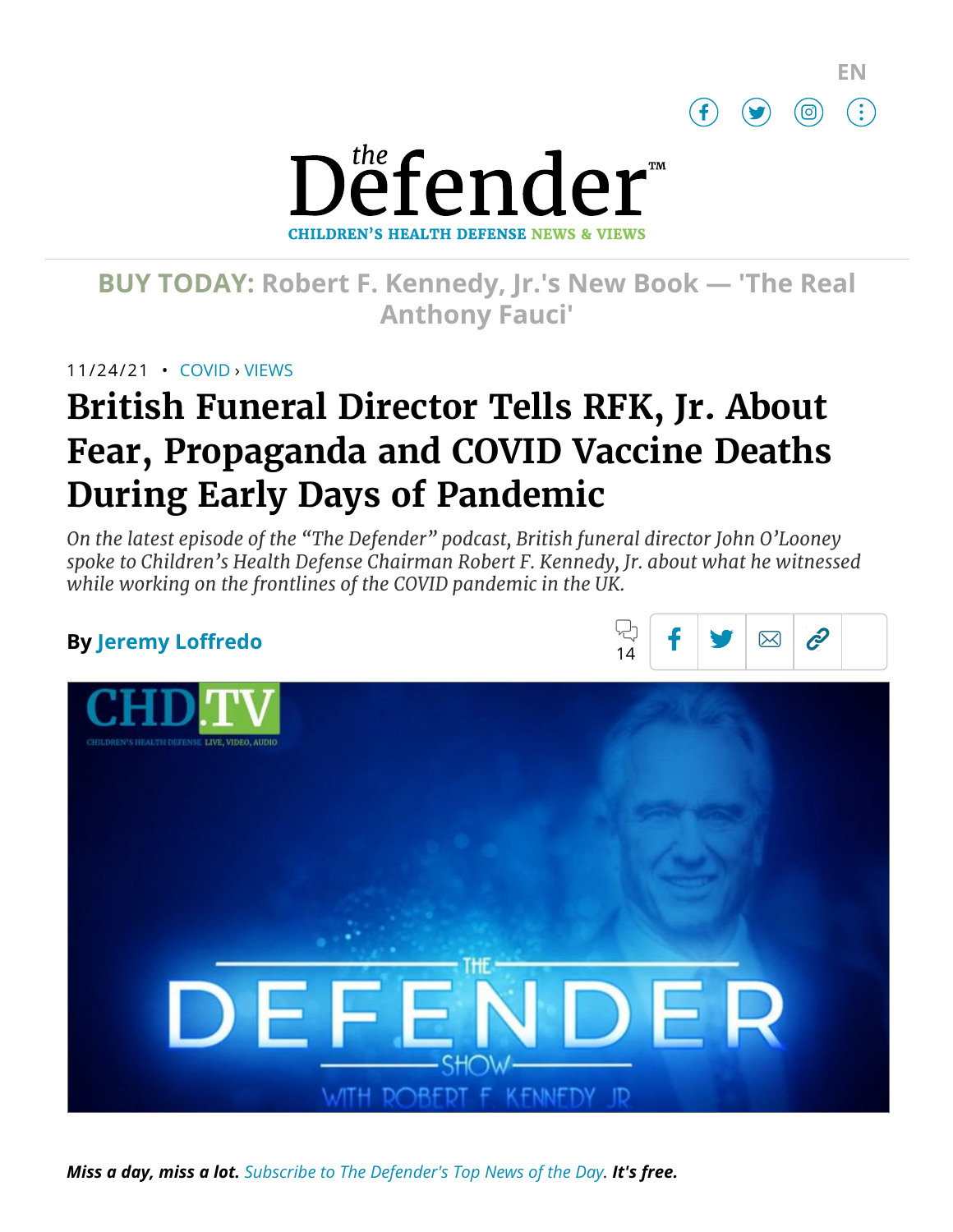EN

# the Defender™

CHILDREN'S HEALTH DEFENSE NEWS & VIEWS

**BUY TODAY: Robert F. Kennedy, Jr.'s New Book — 'The Real Anthony Fauci'**

11/24/21 • COVID › VIEWS

# British Funeral Director Tells RFK, Jr. About Fear, Propaganda and COVID Vaccine Deaths During Early Days of Pandemic

*On the latest episode of the "The Defender" podcast, British funeral director John O'Looney spoke to Children's Health Defense Chairman Robert F. Kennedy, Jr. about what he witnessed while working on the frontlines of the COVID pandemic in the UK.*

**By Jeremy Loffredo**

14

***Miss a day, miss a lot.*** *Subscribe to The Defender's Top News of the Day.* ***It's free.***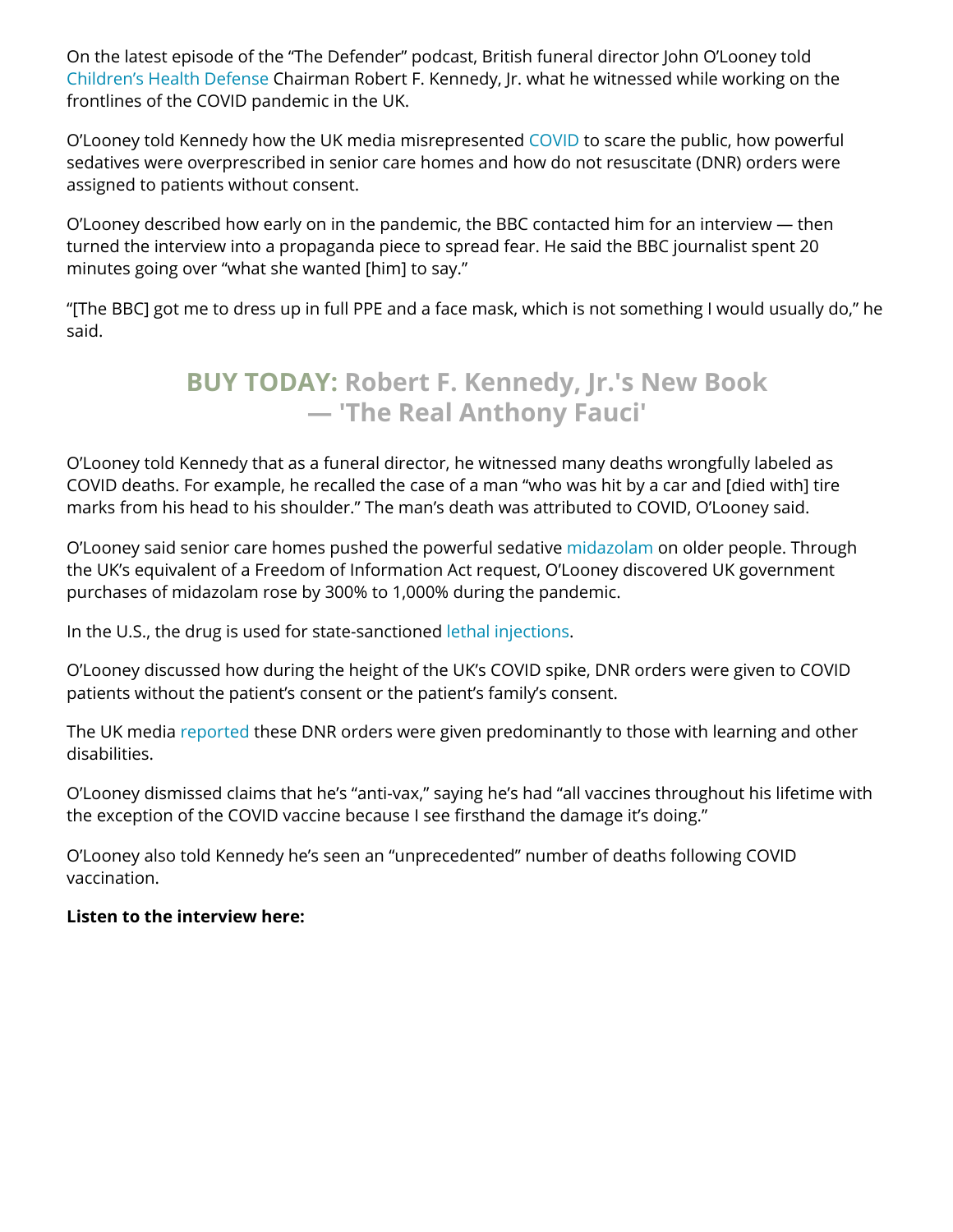On the latest episode of the "The Defender" podcast, British funeral director John O'Looney told Children's Health Defense Chairman Robert F. Kennedy, Jr. what he witnessed while working on the frontlines of the COVID pandemic in the UK.

O'Looney told Kennedy how the UK media misrepresented COVID to scare the public, how powerful sedatives were overprescribed in senior care homes and how do not resuscitate (DNR) orders were assigned to patients without consent.

O'Looney described how early on in the pandemic, the BBC contacted him for an interview — then turned the interview into a propaganda piece to spread fear. He said the BBC journalist spent 20 minutes going over "what she wanted [him] to say."

"[The BBC] got me to dress up in full PPE and a face mask, which is not something I would usually do," he said.

**BUY TODAY: Robert F. Kennedy, Jr.'s New Book — 'The Real Anthony Fauci'**

O'Looney told Kennedy that as a funeral director, he witnessed many deaths wrongfully labeled as COVID deaths. For example, he recalled the case of a man "who was hit by a car and [died with] tire marks from his head to his shoulder." The man's death was attributed to COVID, O'Looney said.

O'Looney said senior care homes pushed the powerful sedative midazolam on older people. Through the UK's equivalent of a Freedom of Information Act request, O'Looney discovered UK government purchases of midazolam rose by 300% to 1,000% during the pandemic.

In the U.S., the drug is used for state-sanctioned lethal injections.

O'Looney discussed how during the height of the UK's COVID spike, DNR orders were given to COVID patients without the patient's consent or the patient's family's consent.

The UK media reported these DNR orders were given predominantly to those with learning and other disabilities.

O'Looney dismissed claims that he's "anti-vax," saying he's had "all vaccines throughout his lifetime with the exception of the COVID vaccine because I see firsthand the damage it's doing."

O'Looney also told Kennedy he's seen an "unprecedented" number of deaths following COVID vaccination.

**Listen to the interview here:**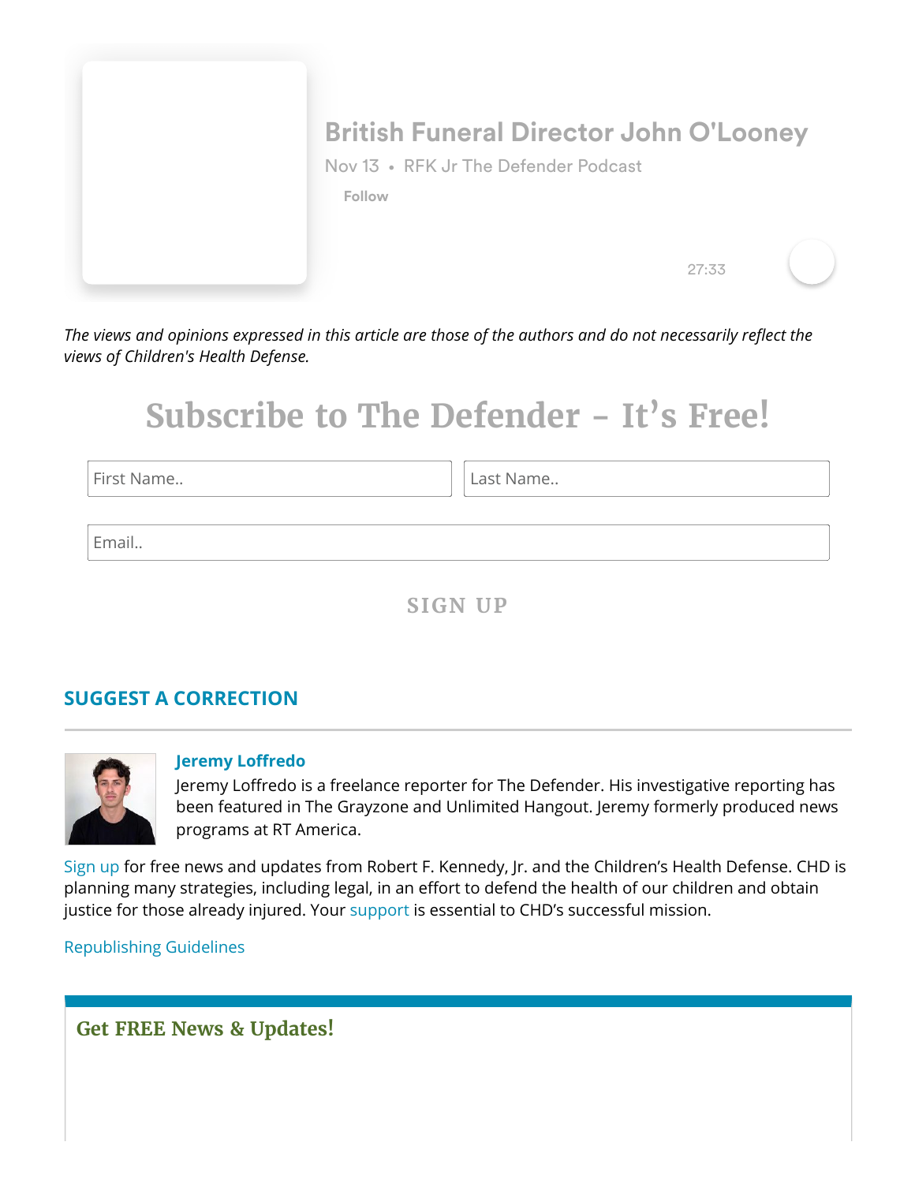British Funeral Director John O'Looney

Nov 13 • RFK Jr The Defender Podcast

Follow

27:33

*The views and opinions expressed in this article are those of the authors and do not necessarily reflect the views of Children's Health Defense.*

## Subscribe to The Defender – It's Free!

First Name..

Last Name..

Email..

SIGN UP

### SUGGEST A CORRECTION

**Jeremy Loffredo**

Jeremy Loffredo is a freelance reporter for The Defender. His investigative reporting has been featured in The Grayzone and Unlimited Hangout. Jeremy formerly produced news programs at RT America.

Sign up for free news and updates from Robert F. Kennedy, Jr. and the Children's Health Defense. CHD is planning many strategies, including legal, in an effort to defend the health of our children and obtain justice for those already injured. Your support is essential to CHD's successful mission.

Republishing Guidelines

### Get FREE News & Updates!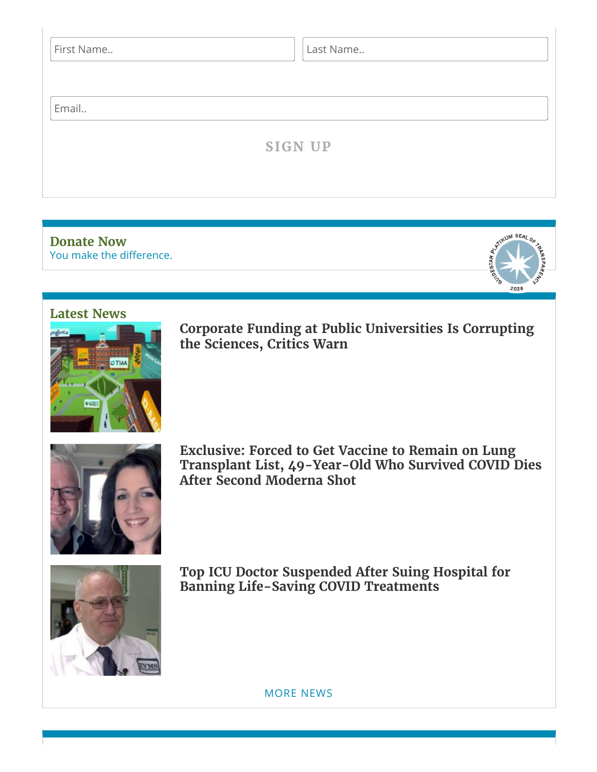First Name..

Last Name..

Email..

SIGN UP

## Donate Now

You make the difference.

## Latest News

### Corporate Funding at Public Universities Is Corrupting the Sciences, Critics Warn

### Exclusive: Forced to Get Vaccine to Remain on Lung Transplant List, 49-Year-Old Who Survived COVID Dies After Second Moderna Shot

### Top ICU Doctor Suspended After Suing Hospital for Banning Life-Saving COVID Treatments

MORE NEWS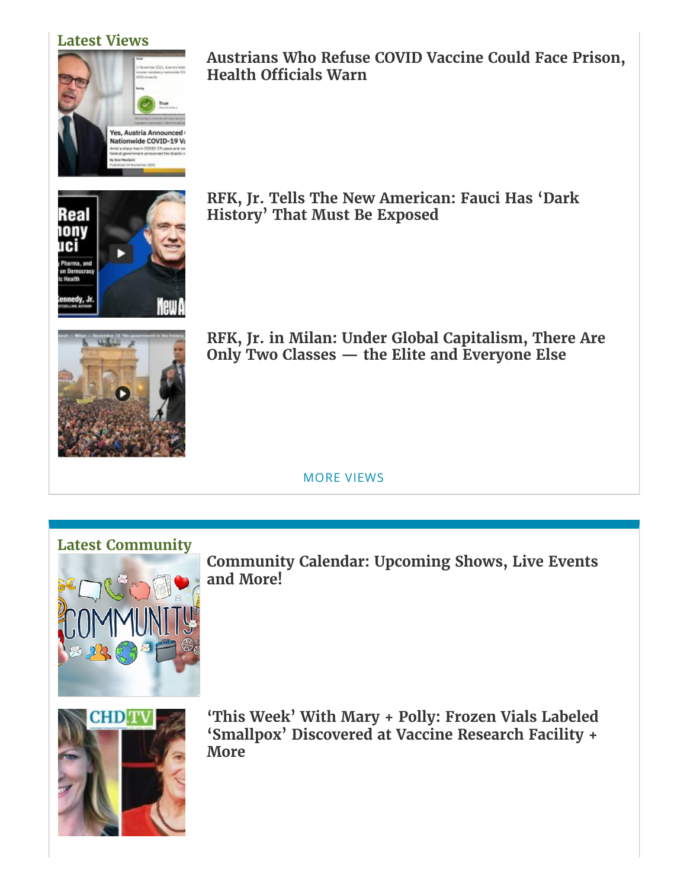## Latest Views

**Austrians Who Refuse COVID Vaccine Could Face Prison, Health Officials Warn**

**RFK, Jr. Tells The New American: Fauci Has ‘Dark History’ That Must Be Exposed**

**RFK, Jr. in Milan: Under Global Capitalism, There Are Only Two Classes — the Elite and Everyone Else**

MORE VIEWS

## Latest Community

**Community Calendar: Upcoming Shows, Live Events and More!**

**‘This Week’ With Mary + Polly: Frozen Vials Labeled ‘Smallpox’ Discovered at Vaccine Research Facility + More**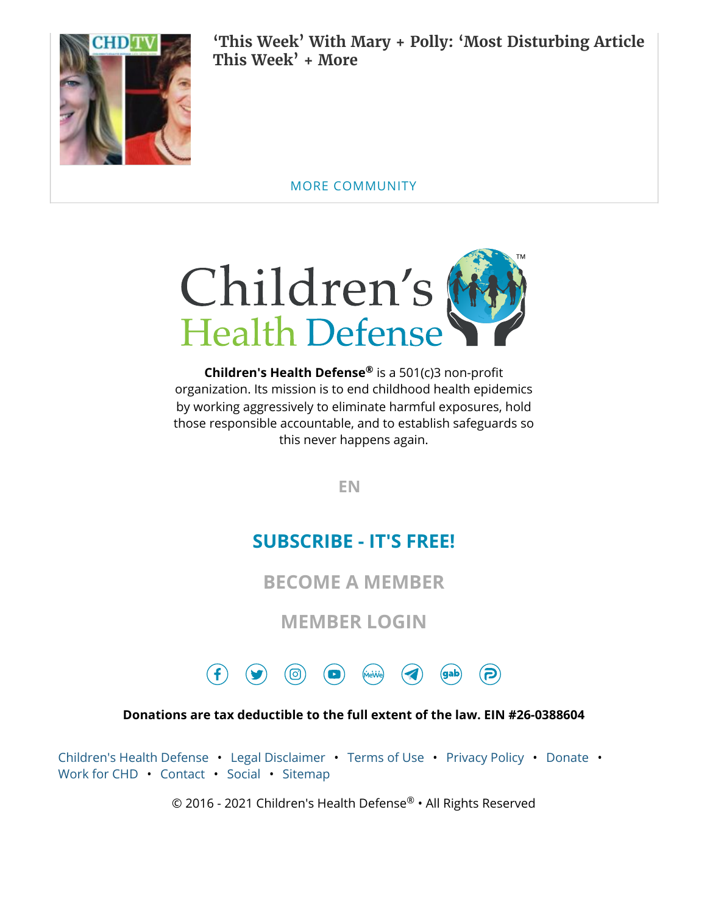**‘This Week’ With Mary + Polly: ‘Most Disturbing Article This Week’ + More**

MORE COMMUNITY

**Children's Health Defense®** is a 501(c)3 non-profit organization. Its mission is to end childhood health epidemics by working aggressively to eliminate harmful exposures, hold those responsible accountable, and to establish safeguards so this never happens again.

EN

**SUBSCRIBE - IT'S FREE!**

**BECOME A MEMBER**

**MEMBER LOGIN**

**Donations are tax deductible to the full extent of the law. EIN #26-0388604**

Children's Health Defense • Legal Disclaimer • Terms of Use • Privacy Policy • Donate • Work for CHD • Contact • Social • Sitemap

© 2016 - 2021 Children's Health Defense® • All Rights Reserved